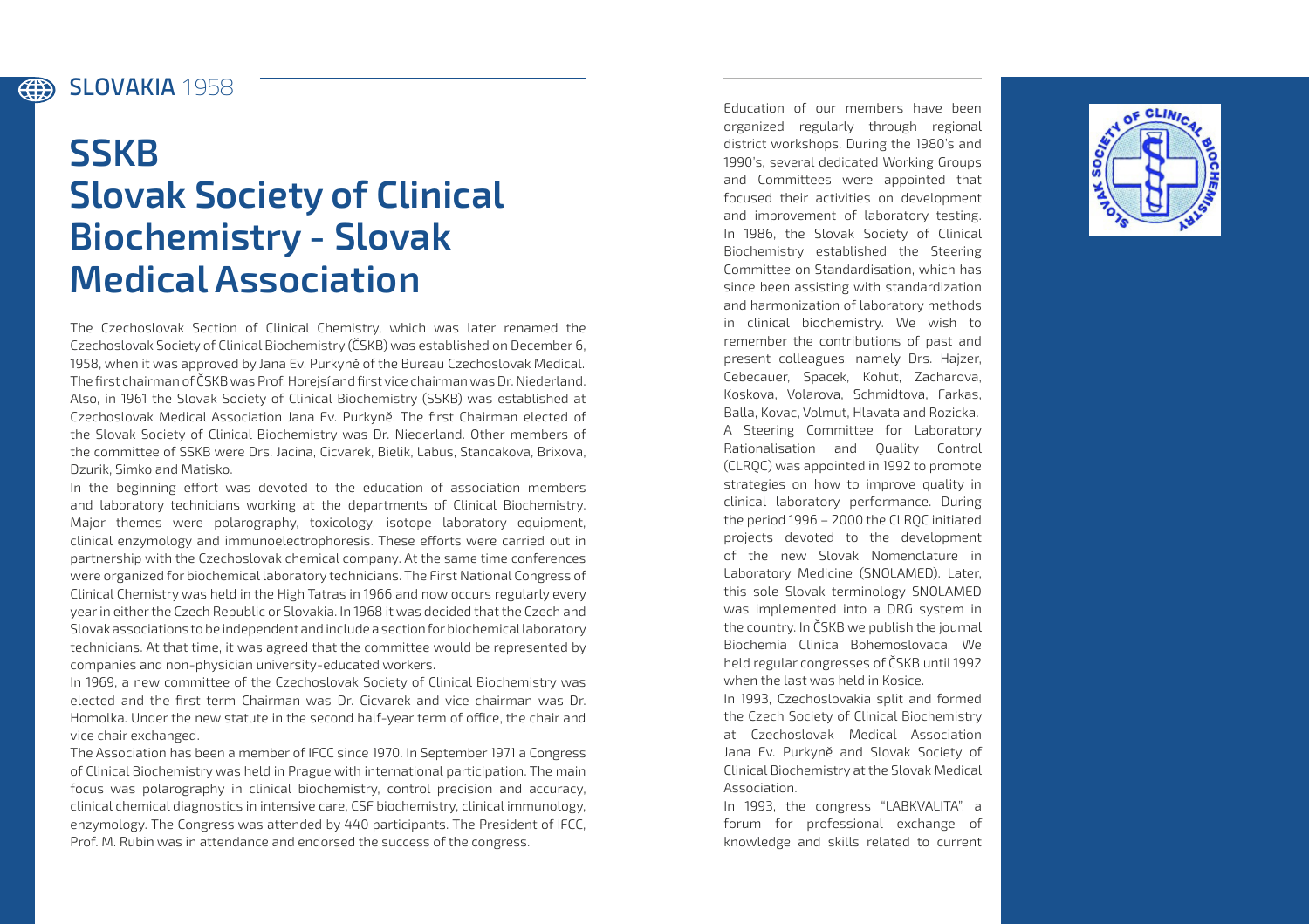**SLOVAKIA** 1958

# SSKB
# Slovak Society of Clinical Biochemistry - Slovak Medical Association

The Czechoslovak Section of Clinical Chemistry, which was later renamed the Czechoslovak Society of Clinical Biochemistry (ČSKB) was established on December 6, 1958, when it was approved by Jana Ev. Purkyně of the Bureau Czechoslovak Medical. The first chairman of ČSKB was Prof. Horejsí and first vice chairman was Dr. Niederland. Also, in 1961 the Slovak Society of Clinical Biochemistry (SSKB) was established at Czechoslovak Medical Association Jana Ev. Purkyně. The first Chairman elected of the Slovak Society of Clinical Biochemistry was Dr. Niederland. Other members of the committee of SSKB were Drs. Jacina, Cicvarek, Bielik, Labus, Stancakova, Brixova, Dzurik, Simko and Matisko.

In the beginning effort was devoted to the education of association members and laboratory technicians working at the departments of Clinical Biochemistry. Major themes were polarography, toxicology, isotope laboratory equipment, clinical enzymology and immunoelectrophoresis. These efforts were carried out in partnership with the Czechoslovak chemical company. At the same time conferences were organized for biochemical laboratory technicians. The First National Congress of Clinical Chemistry was held in the High Tatras in 1966 and now occurs regularly every year in either the Czech Republic or Slovakia. In 1968 it was decided that the Czech and Slovak associations to be independent and include a section for biochemical laboratory technicians. At that time, it was agreed that the committee would be represented by companies and non-physician university-educated workers.

In 1969, a new committee of the Czechoslovak Society of Clinical Biochemistry was elected and the first term Chairman was Dr. Cicvarek and vice chairman was Dr. Homolka. Under the new statute in the second half-year term of office, the chair and vice chair exchanged.

The Association has been a member of IFCC since 1970. In September 1971 a Congress of Clinical Biochemistry was held in Prague with international participation. The main focus was polarography in clinical biochemistry, control precision and accuracy, clinical chemical diagnostics in intensive care, CSF biochemistry, clinical immunology, enzymology. The Congress was attended by 440 participants. The President of IFCC, Prof. M. Rubin was in attendance and endorsed the success of the congress.

Education of our members have been organized regularly through regional district workshops. During the 1980's and 1990's, several dedicated Working Groups and Committees were appointed that focused their activities on development and improvement of laboratory testing. In 1986, the Slovak Society of Clinical Biochemistry established the Steering Committee on Standardisation, which has since been assisting with standardization and harmonization of laboratory methods in clinical biochemistry. We wish to remember the contributions of past and present colleagues, namely Drs. Hajzer, Cebecauer, Spacek, Kohut, Zacharova, Koskova, Volarova, Schmidtova, Farkas, Balla, Kovac, Volmut, Hlavata and Rozicka.

A Steering Committee for Laboratory Rationalisation and Quality Control (CLRQC) was appointed in 1992 to promote strategies on how to improve quality in clinical laboratory performance. During the period 1996 – 2000 the CLRQC initiated projects devoted to the development of the new Slovak Nomenclature in Laboratory Medicine (SNOLAMED). Later, this sole Slovak terminology SNOLAMED was implemented into a DRG system in the country. In ČSKB we publish the journal Biochemia Clinica Bohemoslovaca. We held regular congresses of ČSKB until 1992 when the last was held in Kosice.

In 1993, Czechoslovakia split and formed the Czech Society of Clinical Biochemistry at Czechoslovak Medical Association Jana Ev. Purkyně and Slovak Society of Clinical Biochemistry at the Slovak Medical Association.

In 1993, the congress "LABKVALITA", a forum for professional exchange of knowledge and skills related to current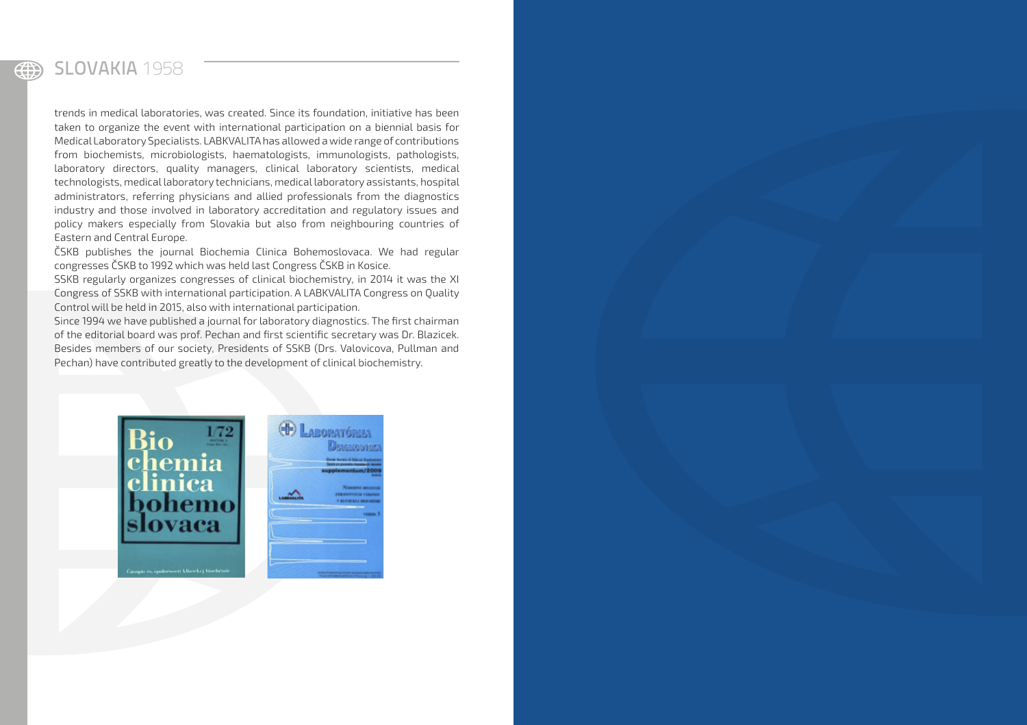## SLOVAKIA 1958

trends in medical laboratories, was created. Since its foundation, initiative has been taken to organize the event with international participation on a biennial basis for Medical Laboratory Specialists. LABKVALITA has allowed a wide range of contributions from biochemists, microbiologists, haematologists, immunologists, pathologists, laboratory directors, quality managers, clinical laboratory scientists, medical technologists, medical laboratory technicians, medical laboratory assistants, hospital administrators, referring physicians and allied professionals from the diagnostics industry and those involved in laboratory accreditation and regulatory issues and policy makers especially from Slovakia but also from neighbouring countries of Eastern and Central Europe.

ČSKB publishes the journal Biochemia Clinica Bohemoslovaca. We had regular congresses ČSKB to 1992 which was held last Congress ČSKB in Kosice.

SSKB regularly organizes congresses of clinical biochemistry, in 2014 it was the XI Congress of SSKB with international participation. A LABKVALITA Congress on Quality Control will be held in 2015, also with international participation.

Since 1994 we have published a journal for laboratory diagnostics. The first chairman of the editorial board was prof. Pechan and first scientific secretary was Dr. Blazicek. Besides members of our society, Presidents of SSKB (Drs. Valovicova, Pullman and Pechan) have contributed greatly to the development of clinical biochemistry.